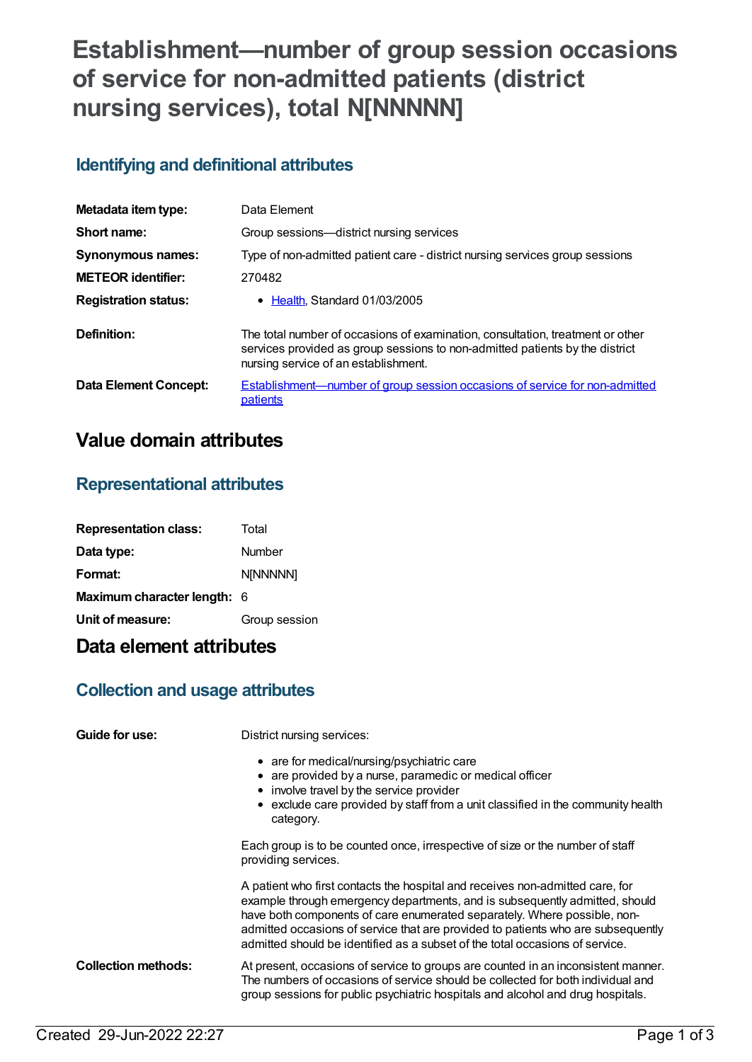# Establishment—number of group session occasions of service for non-admitted patients (district nursing services), total N[NNNNN]

## Identifying and definitional attributes

| | |
|---|---|
| **Metadata item type:** | Data Element |
| **Short name:** | Group sessions—district nursing services |
| **Synonymous names:** | Type of non-admitted patient care - district nursing services group sessions |
| **METEOR identifier:** | 270482 |
| **Registration status:** | • Health, Standard 01/03/2005 |
| **Definition:** | The total number of occasions of examination, consultation, treatment or other services provided as group sessions to non-admitted patients by the district nursing service of an establishment. |
| **Data Element Concept:** | Establishment—number of group session occasions of service for non-admitted patients |

# Value domain attributes

## Representational attributes

| | |
|---|---|
| **Representation class:** | Total |
| **Data type:** | Number |
| **Format:** | N[NNNNN] |
| **Maximum character length:** | 6 |
| **Unit of measure:** | Group session |

# Data element attributes

## Collection and usage attributes

**Guide for use:**

District nursing services:

- are for medical/nursing/psychiatric care
- are provided by a nurse, paramedic or medical officer
- involve travel by the service provider
- exclude care provided by staff from a unit classified in the community health category.

Each group is to be counted once, irrespective of size or the number of staff providing services.

A patient who first contacts the hospital and receives non-admitted care, for example through emergency departments, and is subsequently admitted, should have both components of care enumerated separately. Where possible, non-admitted occasions of service that are provided to patients who are subsequently admitted should be identified as a subset of the total occasions of service.

**Collection methods:**

At present, occasions of service to groups are counted in an inconsistent manner. The numbers of occasions of service should be collected for both individual and group sessions for public psychiatric hospitals and alcohol and drug hospitals.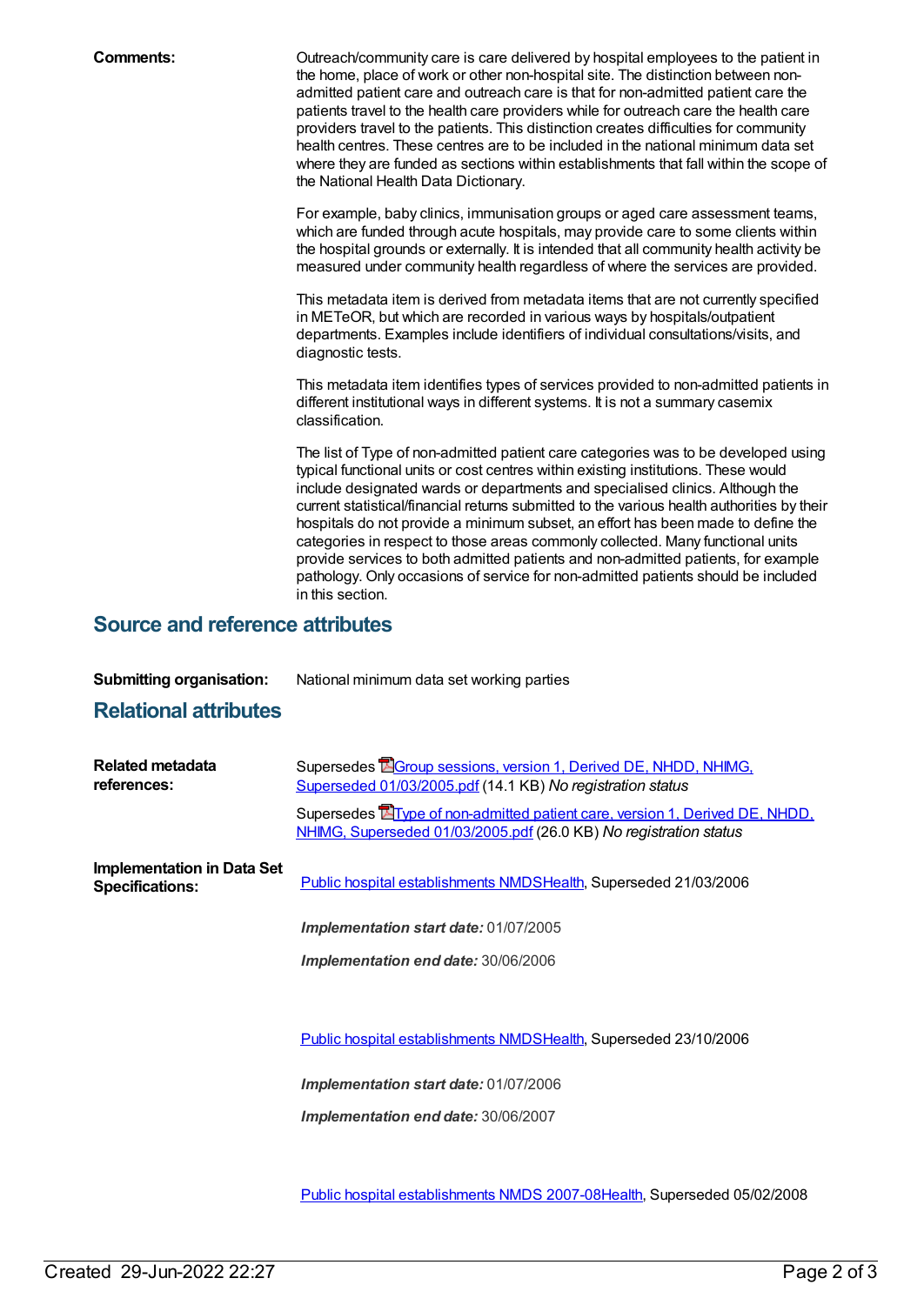**Comments:** Outreach/community care is care delivered by hospital employees to the patient in the home, place of work or other non-hospital site. The distinction between non-admitted patient care and outreach care is that for non-admitted patient care the patients travel to the health care providers while for outreach care the health care providers travel to the patients. This distinction creates difficulties for community health centres. These centres are to be included in the national minimum data set where they are funded as sections within establishments that fall within the scope of the National Health Data Dictionary.

For example, baby clinics, immunisation groups or aged care assessment teams, which are funded through acute hospitals, may provide care to some clients within the hospital grounds or externally. It is intended that all community health activity be measured under community health regardless of where the services are provided.

This metadata item is derived from metadata items that are not currently specified in METeOR, but which are recorded in various ways by hospitals/outpatient departments. Examples include identifiers of individual consultations/visits, and diagnostic tests.

This metadata item identifies types of services provided to non-admitted patients in different institutional ways in different systems. It is not a summary casemix classification.

The list of Type of non-admitted patient care categories was to be developed using typical functional units or cost centres within existing institutions. These would include designated wards or departments and specialised clinics. Although the current statistical/financial returns submitted to the various health authorities by their hospitals do not provide a minimum subset, an effort has been made to define the categories in respect to those areas commonly collected. Many functional units provide services to both admitted patients and non-admitted patients, for example pathology. Only occasions of service for non-admitted patients should be included in this section.

## Source and reference attributes

**Submitting organisation:** National minimum data set working parties

## Relational attributes

**Related metadata references:**

Supersedes Group sessions, version 1, Derived DE, NHDD, NHIMG, Superseded 01/03/2005.pdf (14.1 KB) *No registration status*

Supersedes Type of non-admitted patient care, version 1, Derived DE, NHDD, NHIMG, Superseded 01/03/2005.pdf (26.0 KB) *No registration status*

**Implementation in Data Set Specifications:**

Public hospital establishments NMDSHealth, Superseded 21/03/2006

***Implementation start date:*** 01/07/2005

***Implementation end date:*** 30/06/2006

Public hospital establishments NMDSHealth, Superseded 23/10/2006

***Implementation start date:*** 01/07/2006

***Implementation end date:*** 30/06/2007

Public hospital establishments NMDS 2007-08Health, Superseded 05/02/2008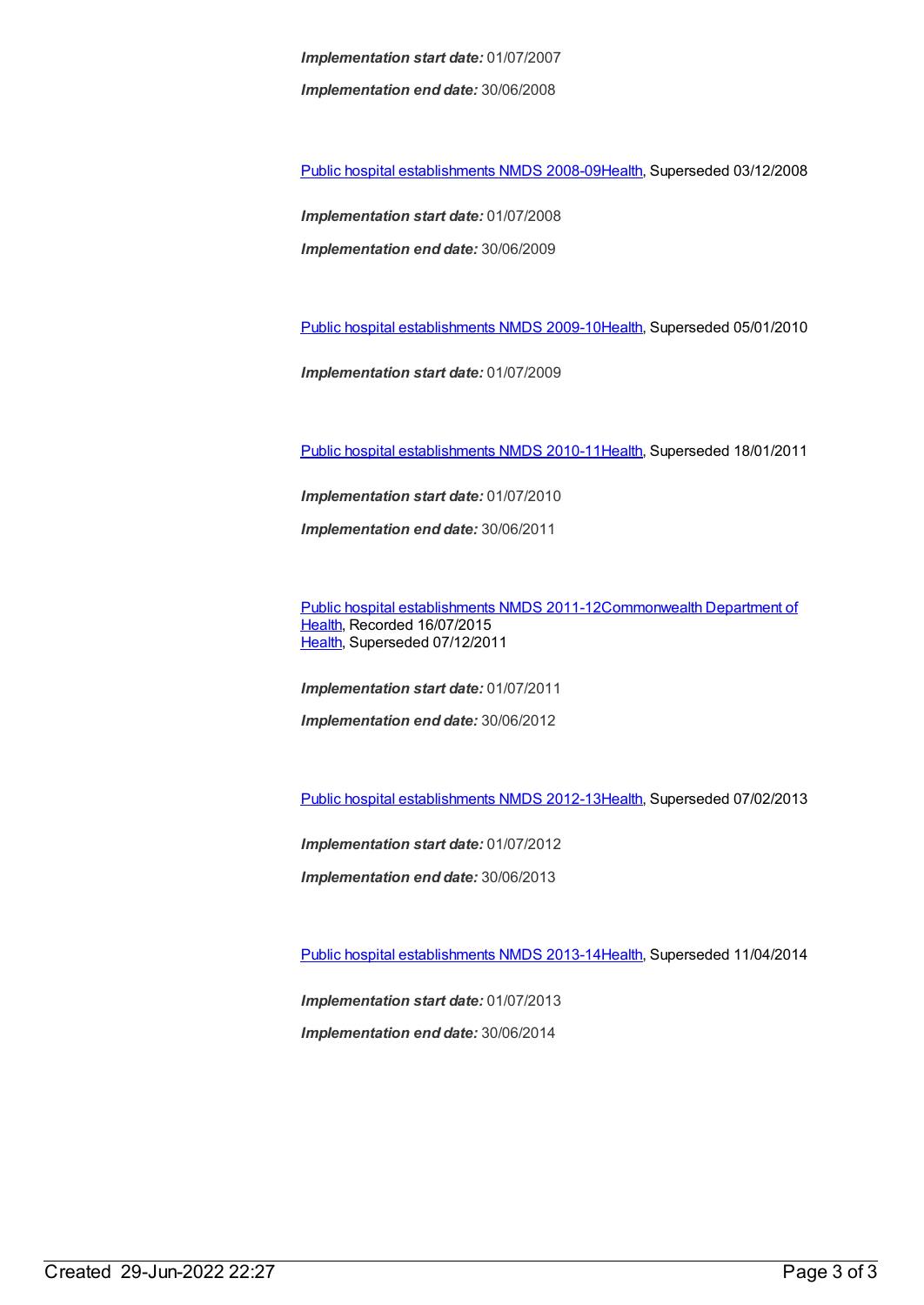***Implementation start date:*** 01/07/2007

***Implementation end date:*** 30/06/2008

Public hospital establishments NMDS 2008-09Health, Superseded 03/12/2008

***Implementation start date:*** 01/07/2008

***Implementation end date:*** 30/06/2009

Public hospital establishments NMDS 2009-10Health, Superseded 05/01/2010

***Implementation start date:*** 01/07/2009

Public hospital establishments NMDS 2010-11Health, Superseded 18/01/2011

***Implementation start date:*** 01/07/2010

***Implementation end date:*** 30/06/2011

Public hospital establishments NMDS 2011-12Commonwealth Department of Health, Recorded 16/07/2015
Health, Superseded 07/12/2011

***Implementation start date:*** 01/07/2011

***Implementation end date:*** 30/06/2012

Public hospital establishments NMDS 2012-13Health, Superseded 07/02/2013

***Implementation start date:*** 01/07/2012

***Implementation end date:*** 30/06/2013

Public hospital establishments NMDS 2013-14Health, Superseded 11/04/2014

***Implementation start date:*** 01/07/2013

***Implementation end date:*** 30/06/2014